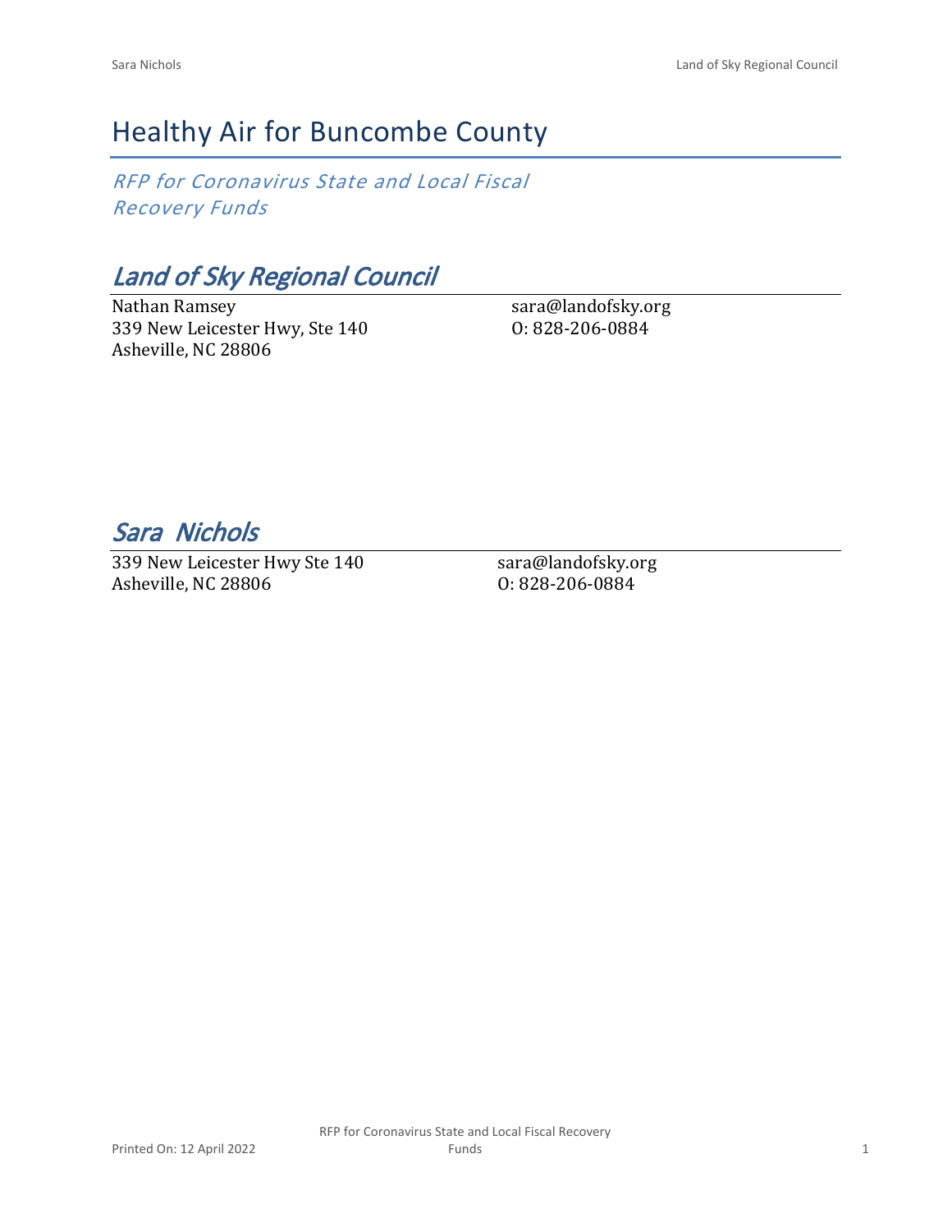# Healthy Air for Buncombe County

*RFP for Coronavirus State and Local Fiscal Recovery Funds*

## *Land of Sky Regional Council*

Nathan Ramsey
339 New Leicester Hwy, Ste 140
Asheville, NC 28806

sara@landofsky.org
O: 828-206-0884

## *Sara Nichols*

339 New Leicester Hwy Ste 140
Asheville, NC 28806

sara@landofsky.org
O: 828-206-0884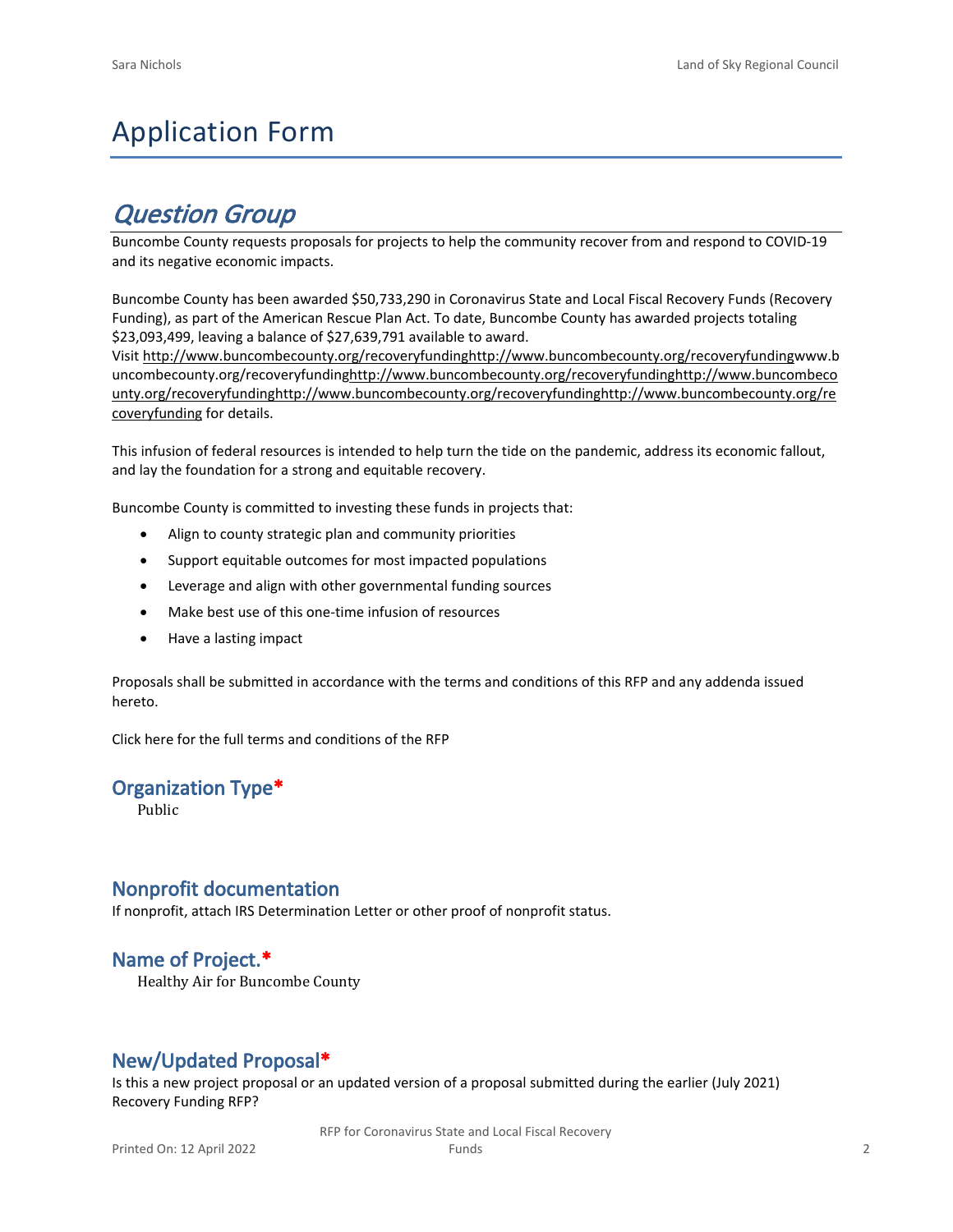# Application Form

## *Question Group*

Buncombe County requests proposals for projects to help the community recover from and respond to COVID-19 and its negative economic impacts.

Buncombe County has been awarded $50,733,290 in Coronavirus State and Local Fiscal Recovery Funds (Recovery Funding), as part of the American Rescue Plan Act. To date, Buncombe County has awarded projects totaling $23,093,499, leaving a balance of $27,639,791 available to award.
Visit http://www.buncombecounty.org/recoveryfundinghttp://www.buncombecounty.org/recoveryfundingwww.buncombecounty.org/recoveryfundinghttp://www.buncombecounty.org/recoveryfundinghttp://www.buncombecounty.org/recoveryfundinghttp://www.buncombecounty.org/recoveryfundinghttp://www.buncombecounty.org/recoveryfunding for details.

This infusion of federal resources is intended to help turn the tide on the pandemic, address its economic fallout, and lay the foundation for a strong and equitable recovery.

Buncombe County is committed to investing these funds in projects that:

- Align to county strategic plan and community priorities
- Support equitable outcomes for most impacted populations
- Leverage and align with other governmental funding sources
- Make best use of this one-time infusion of resources
- Have a lasting impact

Proposals shall be submitted in accordance with the terms and conditions of this RFP and any addenda issued hereto.

Click here for the full terms and conditions of the RFP

### Organization Type*

Public

### Nonprofit documentation

If nonprofit, attach IRS Determination Letter or other proof of nonprofit status.

### Name of Project.*

Healthy Air for Buncombe County

### New/Updated Proposal*

Is this a new project proposal or an updated version of a proposal submitted during the earlier (July 2021) Recovery Funding RFP?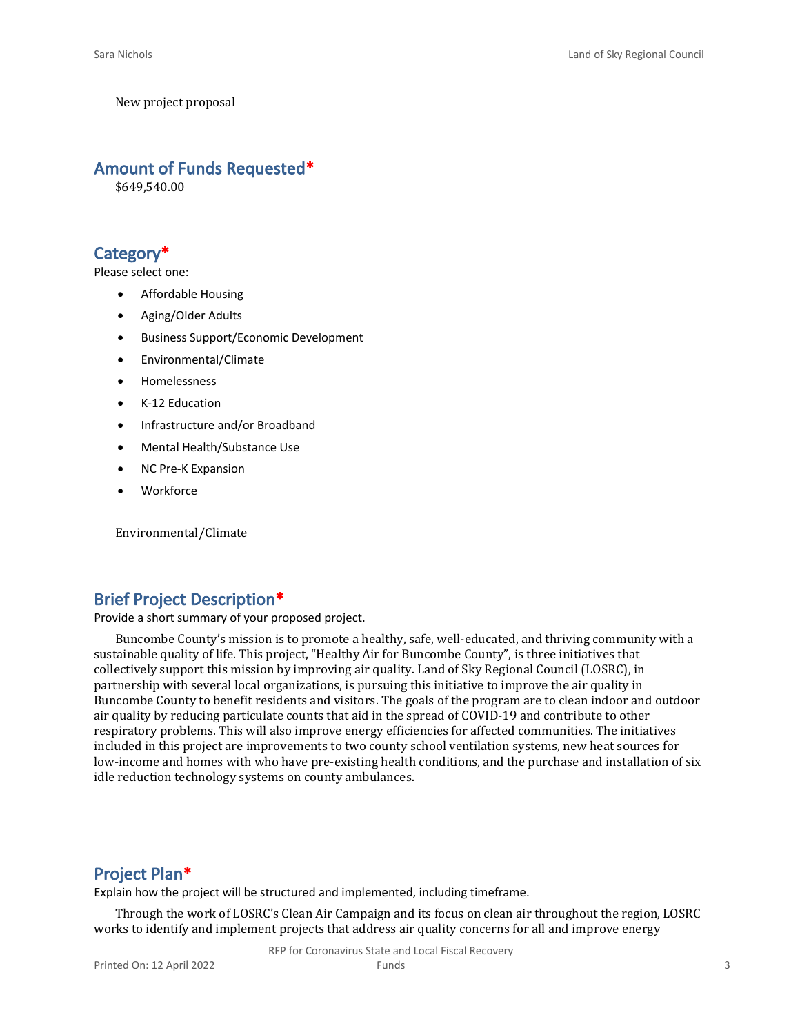New project proposal

## Amount of Funds Requested*

$649,540.00

## Category*

Please select one:

- Affordable Housing
- Aging/Older Adults
- Business Support/Economic Development
- Environmental/Climate
- Homelessness
- K-12 Education
- Infrastructure and/or Broadband
- Mental Health/Substance Use
- NC Pre-K Expansion
- Workforce

Environmental/Climate

## Brief Project Description*

Provide a short summary of your proposed project.

Buncombe County's mission is to promote a healthy, safe, well-educated, and thriving community with a sustainable quality of life. This project, "Healthy Air for Buncombe County", is three initiatives that collectively support this mission by improving air quality. Land of Sky Regional Council (LOSRC), in partnership with several local organizations, is pursuing this initiative to improve the air quality in Buncombe County to benefit residents and visitors. The goals of the program are to clean indoor and outdoor air quality by reducing particulate counts that aid in the spread of COVID-19 and contribute to other respiratory problems. This will also improve energy efficiencies for affected communities. The initiatives included in this project are improvements to two county school ventilation systems, new heat sources for low-income and homes with who have pre-existing health conditions, and the purchase and installation of six idle reduction technology systems on county ambulances.

## Project Plan*

Explain how the project will be structured and implemented, including timeframe.

Through the work of LOSRC's Clean Air Campaign and its focus on clean air throughout the region, LOSRC works to identify and implement projects that address air quality concerns for all and improve energy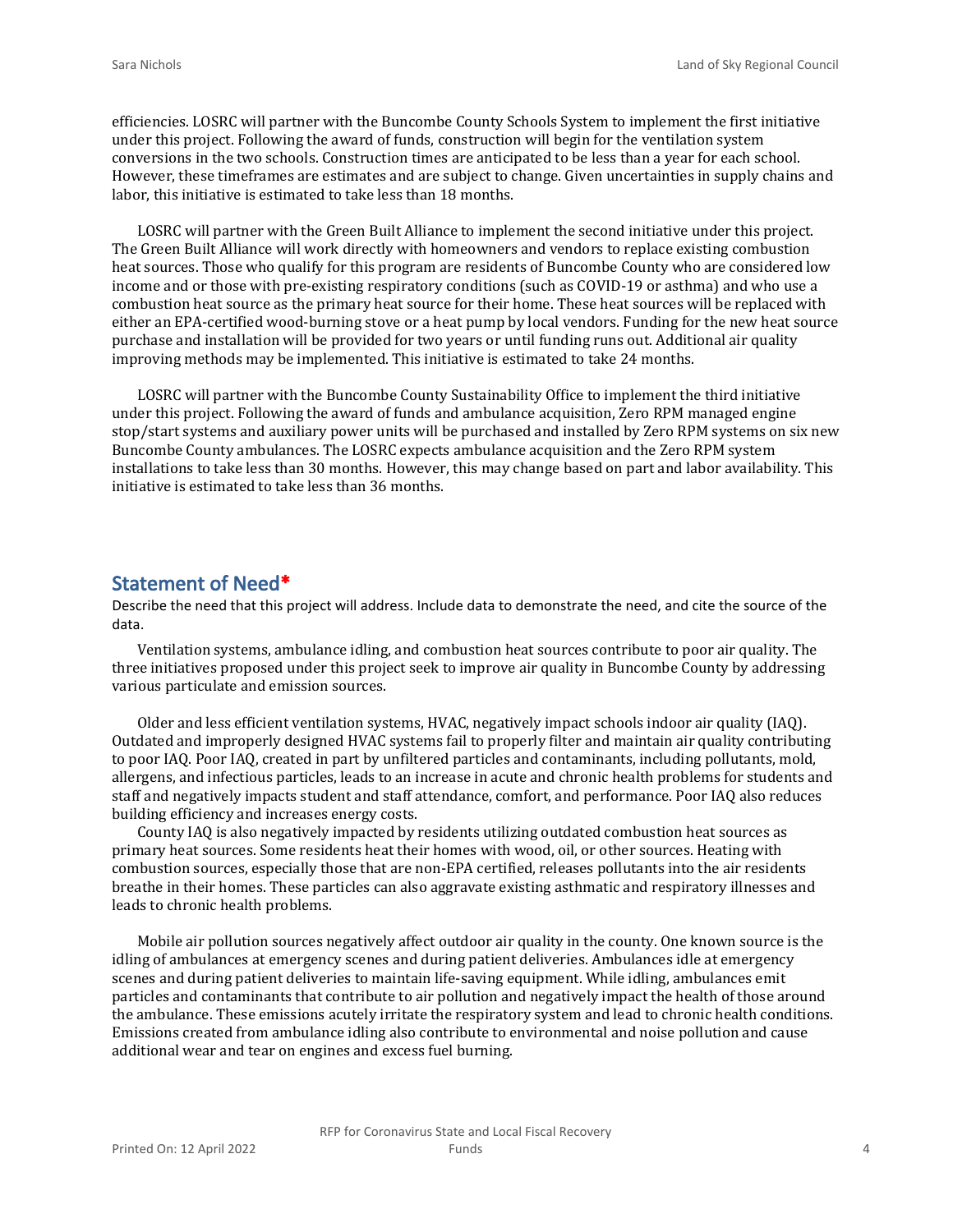efficiencies. LOSRC will partner with the Buncombe County Schools System to implement the first initiative under this project. Following the award of funds, construction will begin for the ventilation system conversions in the two schools. Construction times are anticipated to be less than a year for each school. However, these timeframes are estimates and are subject to change. Given uncertainties in supply chains and labor, this initiative is estimated to take less than 18 months.

LOSRC will partner with the Green Built Alliance to implement the second initiative under this project. The Green Built Alliance will work directly with homeowners and vendors to replace existing combustion heat sources. Those who qualify for this program are residents of Buncombe County who are considered low income and or those with pre-existing respiratory conditions (such as COVID-19 or asthma) and who use a combustion heat source as the primary heat source for their home. These heat sources will be replaced with either an EPA-certified wood-burning stove or a heat pump by local vendors. Funding for the new heat source purchase and installation will be provided for two years or until funding runs out. Additional air quality improving methods may be implemented. This initiative is estimated to take 24 months.

LOSRC will partner with the Buncombe County Sustainability Office to implement the third initiative under this project. Following the award of funds and ambulance acquisition, Zero RPM managed engine stop/start systems and auxiliary power units will be purchased and installed by Zero RPM systems on six new Buncombe County ambulances. The LOSRC expects ambulance acquisition and the Zero RPM system installations to take less than 30 months. However, this may change based on part and labor availability. This initiative is estimated to take less than 36 months.

## Statement of Need*

Describe the need that this project will address. Include data to demonstrate the need, and cite the source of the data.

Ventilation systems, ambulance idling, and combustion heat sources contribute to poor air quality. The three initiatives proposed under this project seek to improve air quality in Buncombe County by addressing various particulate and emission sources.

Older and less efficient ventilation systems, HVAC, negatively impact schools indoor air quality (IAQ). Outdated and improperly designed HVAC systems fail to properly filter and maintain air quality contributing to poor IAQ. Poor IAQ, created in part by unfiltered particles and contaminants, including pollutants, mold, allergens, and infectious particles, leads to an increase in acute and chronic health problems for students and staff and negatively impacts student and staff attendance, comfort, and performance. Poor IAQ also reduces building efficiency and increases energy costs.

County IAQ is also negatively impacted by residents utilizing outdated combustion heat sources as primary heat sources. Some residents heat their homes with wood, oil, or other sources. Heating with combustion sources, especially those that are non-EPA certified, releases pollutants into the air residents breathe in their homes. These particles can also aggravate existing asthmatic and respiratory illnesses and leads to chronic health problems.

Mobile air pollution sources negatively affect outdoor air quality in the county. One known source is the idling of ambulances at emergency scenes and during patient deliveries. Ambulances idle at emergency scenes and during patient deliveries to maintain life-saving equipment. While idling, ambulances emit particles and contaminants that contribute to air pollution and negatively impact the health of those around the ambulance. These emissions acutely irritate the respiratory system and lead to chronic health conditions. Emissions created from ambulance idling also contribute to environmental and noise pollution and cause additional wear and tear on engines and excess fuel burning.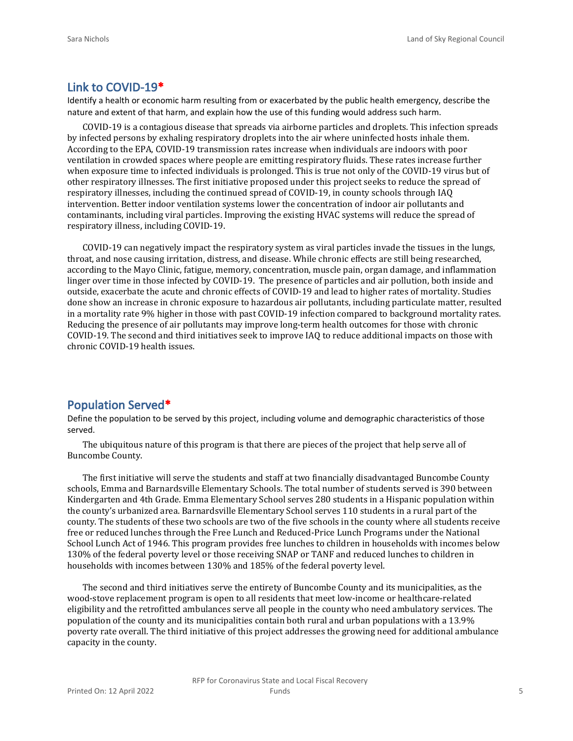## Link to COVID-19*

Identify a health or economic harm resulting from or exacerbated by the public health emergency, describe the nature and extent of that harm, and explain how the use of this funding would address such harm.

COVID-19 is a contagious disease that spreads via airborne particles and droplets. This infection spreads by infected persons by exhaling respiratory droplets into the air where uninfected hosts inhale them. According to the EPA, COVID-19 transmission rates increase when individuals are indoors with poor ventilation in crowded spaces where people are emitting respiratory fluids. These rates increase further when exposure time to infected individuals is prolonged. This is true not only of the COVID-19 virus but of other respiratory illnesses. The first initiative proposed under this project seeks to reduce the spread of respiratory illnesses, including the continued spread of COVID-19, in county schools through IAQ intervention. Better indoor ventilation systems lower the concentration of indoor air pollutants and contaminants, including viral particles. Improving the existing HVAC systems will reduce the spread of respiratory illness, including COVID-19.

COVID-19 can negatively impact the respiratory system as viral particles invade the tissues in the lungs, throat, and nose causing irritation, distress, and disease. While chronic effects are still being researched, according to the Mayo Clinic, fatigue, memory, concentration, muscle pain, organ damage, and inflammation linger over time in those infected by COVID-19. The presence of particles and air pollution, both inside and outside, exacerbate the acute and chronic effects of COVID-19 and lead to higher rates of mortality. Studies done show an increase in chronic exposure to hazardous air pollutants, including particulate matter, resulted in a mortality rate 9% higher in those with past COVID-19 infection compared to background mortality rates. Reducing the presence of air pollutants may improve long-term health outcomes for those with chronic COVID-19. The second and third initiatives seek to improve IAQ to reduce additional impacts on those with chronic COVID-19 health issues.

## Population Served*

Define the population to be served by this project, including volume and demographic characteristics of those served.

The ubiquitous nature of this program is that there are pieces of the project that help serve all of Buncombe County.

The first initiative will serve the students and staff at two financially disadvantaged Buncombe County schools, Emma and Barnardsville Elementary Schools. The total number of students served is 390 between Kindergarten and 4th Grade. Emma Elementary School serves 280 students in a Hispanic population within the county's urbanized area. Barnardsville Elementary School serves 110 students in a rural part of the county. The students of these two schools are two of the five schools in the county where all students receive free or reduced lunches through the Free Lunch and Reduced-Price Lunch Programs under the National School Lunch Act of 1946. This program provides free lunches to children in households with incomes below 130% of the federal poverty level or those receiving SNAP or TANF and reduced lunches to children in households with incomes between 130% and 185% of the federal poverty level.

The second and third initiatives serve the entirety of Buncombe County and its municipalities, as the wood-stove replacement program is open to all residents that meet low-income or healthcare-related eligibility and the retrofitted ambulances serve all people in the county who need ambulatory services. The population of the county and its municipalities contain both rural and urban populations with a 13.9% poverty rate overall. The third initiative of this project addresses the growing need for additional ambulance capacity in the county.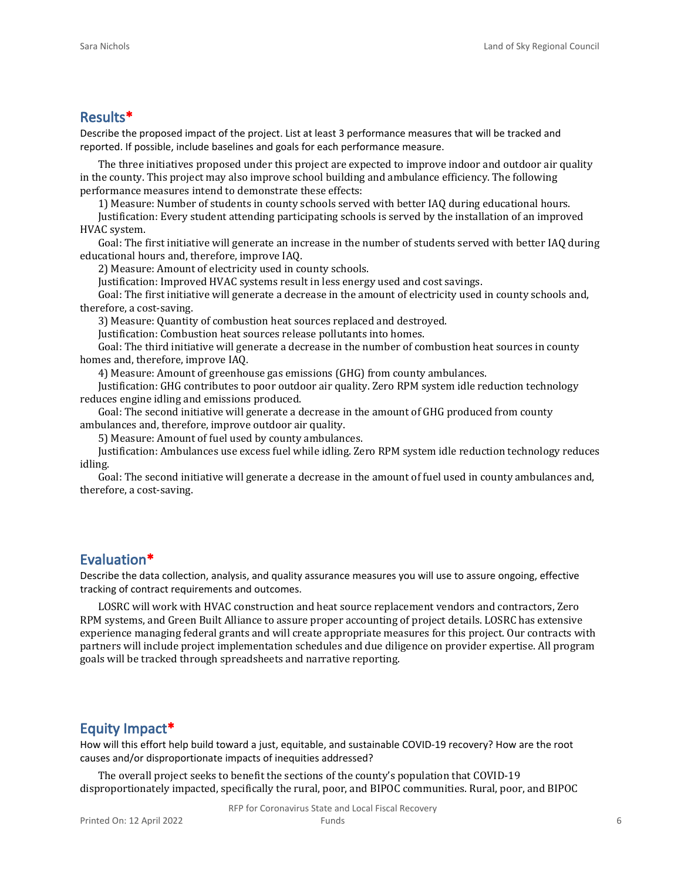## Results*

Describe the proposed impact of the project. List at least 3 performance measures that will be tracked and reported. If possible, include baselines and goals for each performance measure.

The three initiatives proposed under this project are expected to improve indoor and outdoor air quality in the county. This project may also improve school building and ambulance efficiency. The following performance measures intend to demonstrate these effects:

1) Measure: Number of students in county schools served with better IAQ during educational hours.

Justification: Every student attending participating schools is served by the installation of an improved HVAC system.

Goal: The first initiative will generate an increase in the number of students served with better IAQ during educational hours and, therefore, improve IAQ.

2) Measure: Amount of electricity used in county schools.

Justification: Improved HVAC systems result in less energy used and cost savings.

Goal: The first initiative will generate a decrease in the amount of electricity used in county schools and, therefore, a cost-saving.

3) Measure: Quantity of combustion heat sources replaced and destroyed.

Justification: Combustion heat sources release pollutants into homes.

Goal: The third initiative will generate a decrease in the number of combustion heat sources in county homes and, therefore, improve IAQ.

4) Measure: Amount of greenhouse gas emissions (GHG) from county ambulances.

Justification: GHG contributes to poor outdoor air quality. Zero RPM system idle reduction technology reduces engine idling and emissions produced.

Goal: The second initiative will generate a decrease in the amount of GHG produced from county ambulances and, therefore, improve outdoor air quality.

5) Measure: Amount of fuel used by county ambulances.

Justification: Ambulances use excess fuel while idling. Zero RPM system idle reduction technology reduces idling.

Goal: The second initiative will generate a decrease in the amount of fuel used in county ambulances and, therefore, a cost-saving.

## Evaluation*

Describe the data collection, analysis, and quality assurance measures you will use to assure ongoing, effective tracking of contract requirements and outcomes.

LOSRC will work with HVAC construction and heat source replacement vendors and contractors, Zero RPM systems, and Green Built Alliance to assure proper accounting of project details. LOSRC has extensive experience managing federal grants and will create appropriate measures for this project. Our contracts with partners will include project implementation schedules and due diligence on provider expertise. All program goals will be tracked through spreadsheets and narrative reporting.

## Equity Impact*

How will this effort help build toward a just, equitable, and sustainable COVID-19 recovery? How are the root causes and/or disproportionate impacts of inequities addressed?

The overall project seeks to benefit the sections of the county's population that COVID-19 disproportionately impacted, specifically the rural, poor, and BIPOC communities. Rural, poor, and BIPOC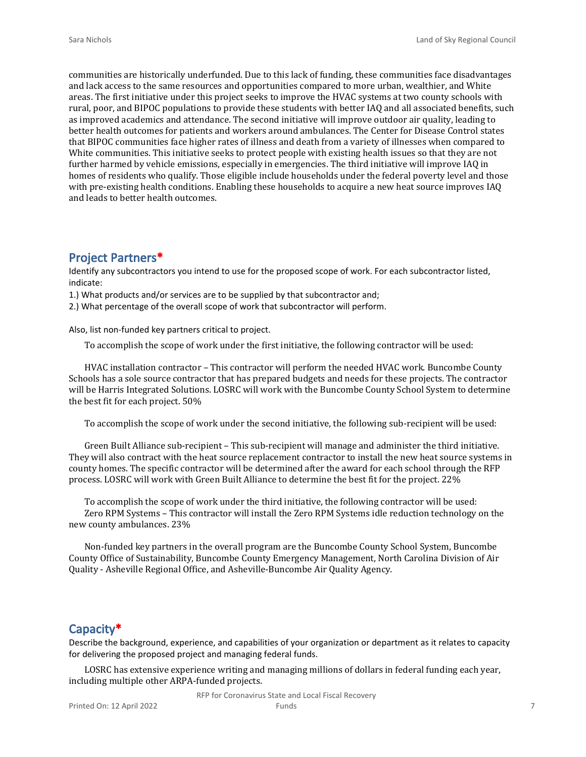communities are historically underfunded. Due to this lack of funding, these communities face disadvantages and lack access to the same resources and opportunities compared to more urban, wealthier, and White areas. The first initiative under this project seeks to improve the HVAC systems at two county schools with rural, poor, and BIPOC populations to provide these students with better IAQ and all associated benefits, such as improved academics and attendance. The second initiative will improve outdoor air quality, leading to better health outcomes for patients and workers around ambulances. The Center for Disease Control states that BIPOC communities face higher rates of illness and death from a variety of illnesses when compared to White communities. This initiative seeks to protect people with existing health issues so that they are not further harmed by vehicle emissions, especially in emergencies. The third initiative will improve IAQ in homes of residents who qualify. Those eligible include households under the federal poverty level and those with pre-existing health conditions. Enabling these households to acquire a new heat source improves IAQ and leads to better health outcomes.

## Project Partners*

Identify any subcontractors you intend to use for the proposed scope of work. For each subcontractor listed, indicate:

1.) What products and/or services are to be supplied by that subcontractor and;

2.) What percentage of the overall scope of work that subcontractor will perform.

Also, list non-funded key partners critical to project.

To accomplish the scope of work under the first initiative, the following contractor will be used:

HVAC installation contractor – This contractor will perform the needed HVAC work. Buncombe County Schools has a sole source contractor that has prepared budgets and needs for these projects. The contractor will be Harris Integrated Solutions. LOSRC will work with the Buncombe County School System to determine the best fit for each project. 50%

To accomplish the scope of work under the second initiative, the following sub-recipient will be used:

Green Built Alliance sub-recipient – This sub-recipient will manage and administer the third initiative. They will also contract with the heat source replacement contractor to install the new heat source systems in county homes. The specific contractor will be determined after the award for each school through the RFP process. LOSRC will work with Green Built Alliance to determine the best fit for the project. 22%

To accomplish the scope of work under the third initiative, the following contractor will be used:

Zero RPM Systems – This contractor will install the Zero RPM Systems idle reduction technology on the new county ambulances. 23%

Non-funded key partners in the overall program are the Buncombe County School System, Buncombe County Office of Sustainability, Buncombe County Emergency Management, North Carolina Division of Air Quality - Asheville Regional Office, and Asheville-Buncombe Air Quality Agency.

## Capacity*

Describe the background, experience, and capabilities of your organization or department as it relates to capacity for delivering the proposed project and managing federal funds.

LOSRC has extensive experience writing and managing millions of dollars in federal funding each year, including multiple other ARPA-funded projects.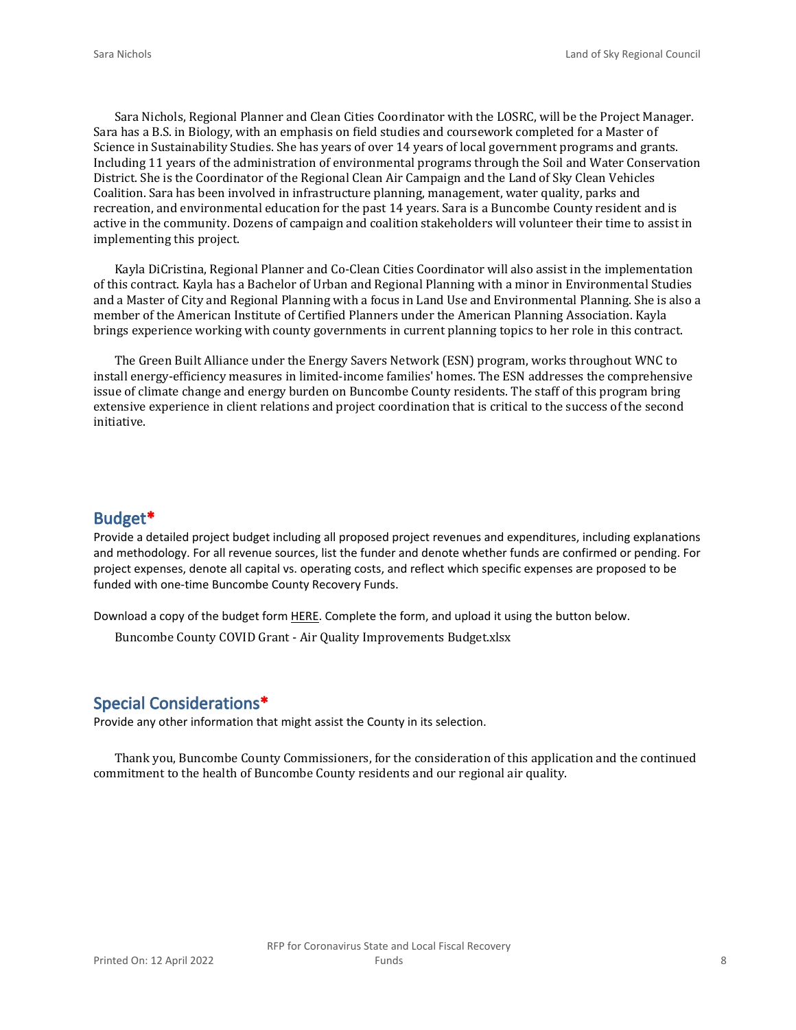Sara Nichols, Regional Planner and Clean Cities Coordinator with the LOSRC, will be the Project Manager. Sara has a B.S. in Biology, with an emphasis on field studies and coursework completed for a Master of Science in Sustainability Studies. She has years of over 14 years of local government programs and grants. Including 11 years of the administration of environmental programs through the Soil and Water Conservation District. She is the Coordinator of the Regional Clean Air Campaign and the Land of Sky Clean Vehicles Coalition. Sara has been involved in infrastructure planning, management, water quality, parks and recreation, and environmental education for the past 14 years. Sara is a Buncombe County resident and is active in the community. Dozens of campaign and coalition stakeholders will volunteer their time to assist in implementing this project.

Kayla DiCristina, Regional Planner and Co-Clean Cities Coordinator will also assist in the implementation of this contract. Kayla has a Bachelor of Urban and Regional Planning with a minor in Environmental Studies and a Master of City and Regional Planning with a focus in Land Use and Environmental Planning. She is also a member of the American Institute of Certified Planners under the American Planning Association. Kayla brings experience working with county governments in current planning topics to her role in this contract.

The Green Built Alliance under the Energy Savers Network (ESN) program, works throughout WNC to install energy-efficiency measures in limited-income families' homes. The ESN addresses the comprehensive issue of climate change and energy burden on Buncombe County residents. The staff of this program bring extensive experience in client relations and project coordination that is critical to the success of the second initiative.

## Budget*

Provide a detailed project budget including all proposed project revenues and expenditures, including explanations and methodology. For all revenue sources, list the funder and denote whether funds are confirmed or pending. For project expenses, denote all capital vs. operating costs, and reflect which specific expenses are proposed to be funded with one-time Buncombe County Recovery Funds.

Download a copy of the budget form HERE. Complete the form, and upload it using the button below.

Buncombe County COVID Grant - Air Quality Improvements Budget.xlsx

## Special Considerations*

Provide any other information that might assist the County in its selection.

Thank you, Buncombe County Commissioners, for the consideration of this application and the continued commitment to the health of Buncombe County residents and our regional air quality.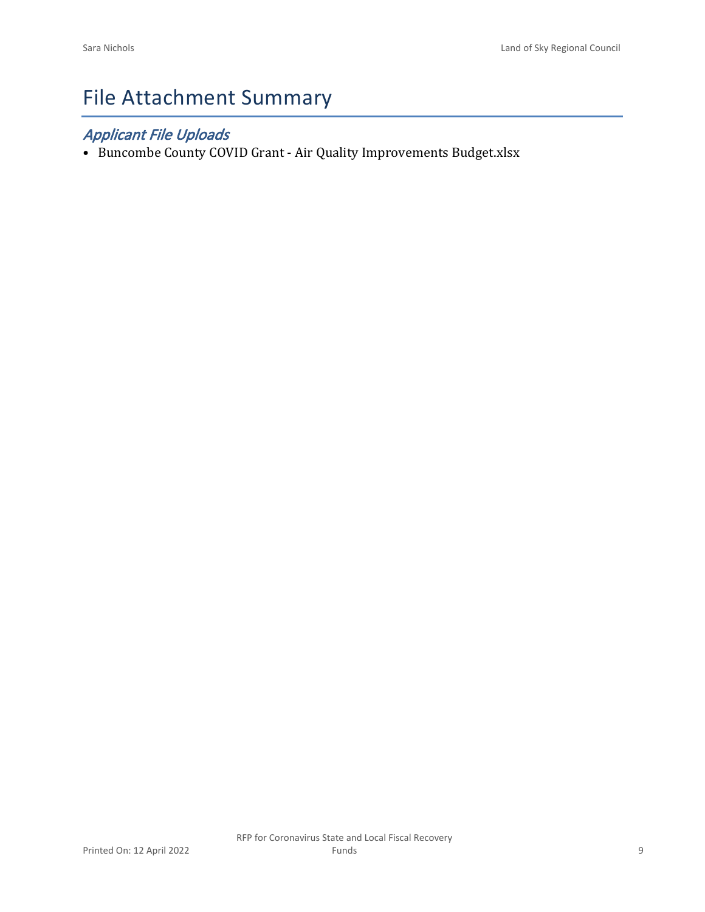# File Attachment Summary

## *Applicant File Uploads*

- Buncombe County COVID Grant - Air Quality Improvements Budget.xlsx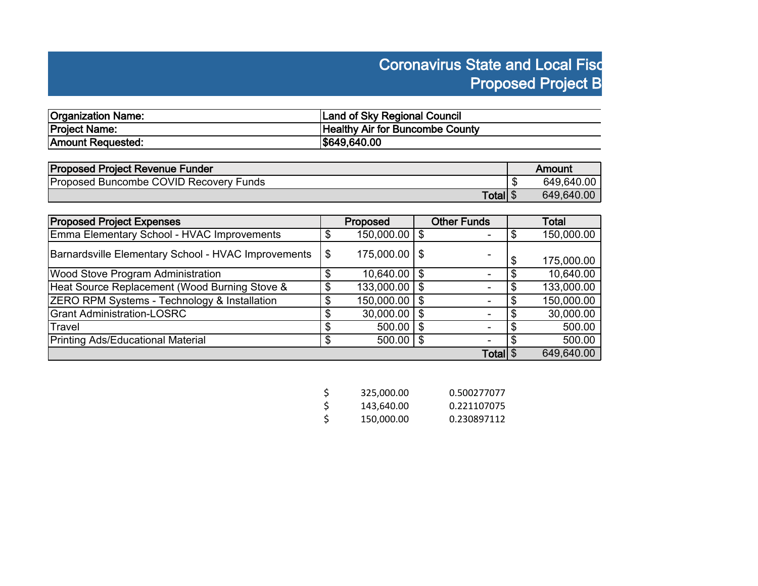# Coronavirus State and Local Fisc
## Proposed Project B

| Organization Name: | Land of Sky Regional Council |
|---|---|
| Project Name: | Healthy Air for Buncombe County |
| Amount Requested: | $649,640.00 |

| Proposed Project Revenue Funder | Amount |
|---|---|
| Proposed Buncombe COVID Recovery Funds | $ 649,640.00 |
| Total | $ 649,640.00 |

| Proposed Project Expenses | Proposed | Other Funds | Total |
|---|---|---|---|
| Emma Elementary School - HVAC Improvements | $ 150,000.00 | $ - | $ 150,000.00 |
| Barnardsville Elementary School - HVAC Improvements | $ 175,000.00 | $ - | $ 175,000.00 |
| Wood Stove Program Administration | $ 10,640.00 | $ - | $ 10,640.00 |
| Heat Source Replacement (Wood Burning Stove & | $ 133,000.00 | $ - | $ 133,000.00 |
| ZERO RPM Systems - Technology & Installation | $ 150,000.00 | $ - | $ 150,000.00 |
| Grant Administration-LOSRC | $ 30,000.00 | $ - | $ 30,000.00 |
| Travel | $ 500.00 | $ - | $ 500.00 |
| Printing Ads/Educational Material | $ 500.00 | $ - | $ 500.00 |
| | | Total | $ 649,640.00 |

| | |
|---|---|
| $ 325,000.00 | 0.500277077 |
| $ 143,640.00 | 0.221107075 |
| $ 150,000.00 | 0.230897112 |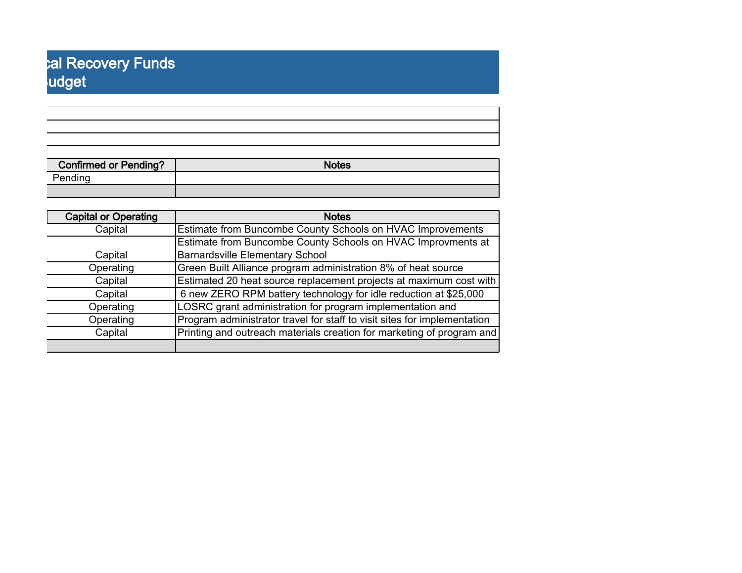# cal Recovery Funds
# udget

| Confirmed or Pending? | Notes |
|---|---|
| Pending | |
| | |

| Capital or Operating | Notes |
|---|---|
| Capital | Estimate from Buncombe County Schools on HVAC Improvements |
| Capital | Estimate from Buncombe County Schools on HVAC Improvments at Barnardsville Elementary School |
| Operating | Green Built Alliance program administration 8% of heat source |
| Capital | Estimated 20 heat source replacement projects at maximum cost with |
| Capital | 6 new ZERO RPM battery technology for idle reduction at $25,000 |
| Operating | LOSRC grant administration for program implementation and |
| Operating | Program administrator travel for staff to visit sites for implementation |
| Capital | Printing and outreach materials creation for marketing of program and |
| | |